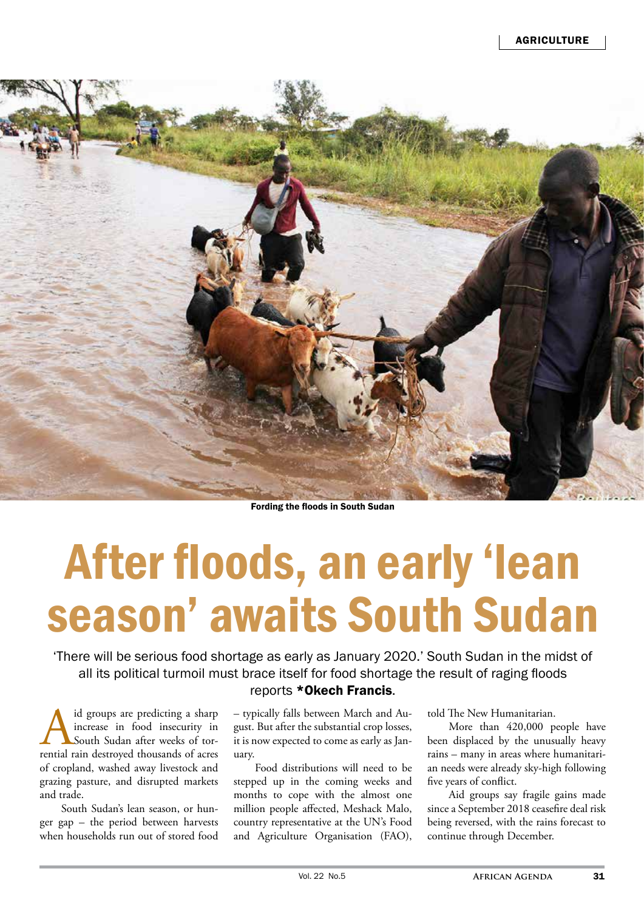Fording the floods in South Sudan

# After floods, an early 'lean season' awaits South Sudan

'There will be serious food shortage as early as January 2020.' South Sudan in the midst of all its political turmoil must brace itself for food shortage the result of raging floods reports ***Okech Francis**.

Aid groups are predicting a sharp increase in food insecurity in South Sudan after weeks of torrential rain destroyed thousands of acres of cropland, washed away livestock and grazing pasture, and disrupted markets and trade.

South Sudan's lean season, or hunger gap – the period between harvests when households run out of stored food – typically falls between March and August. But after the substantial crop losses, it is now expected to come as early as January.

Food distributions will need to be stepped up in the coming weeks and months to cope with the almost one million people affected, Meshack Malo, country representative at the UN's Food and Agriculture Organisation (FAO), told The New Humanitarian.

More than 420,000 people have been displaced by the unusually heavy rains – many in areas where humanitarian needs were already sky-high following five years of conflict.

Aid groups say fragile gains made since a September 2018 ceasefire deal risk being reversed, with the rains forecast to continue through December.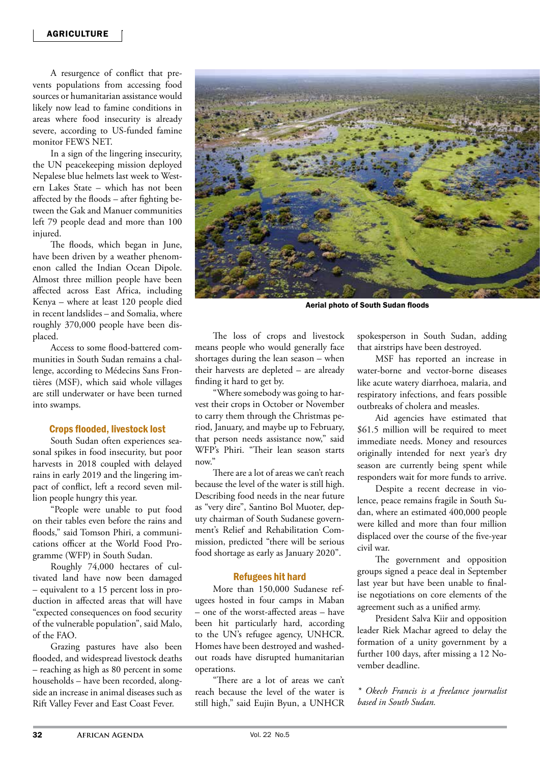A resurgence of conflict that prevents populations from accessing food sources or humanitarian assistance would likely now lead to famine conditions in areas where food insecurity is already severe, according to US-funded famine monitor FEWS NET.

In a sign of the lingering insecurity, the UN peacekeeping mission deployed Nepalese blue helmets last week to Western Lakes State – which has not been affected by the floods – after fighting between the Gak and Manuer communities left 79 people dead and more than 100 injured.

The floods, which began in June, have been driven by a weather phenomenon called the Indian Ocean Dipole. Almost three million people have been affected across East Africa, including Kenya – where at least 120 people died in recent landslides – and Somalia, where roughly 370,000 people have been displaced.

Access to some flood-battered communities in South Sudan remains a challenge, according to Médecins Sans Frontières (MSF), which said whole villages are still underwater or have been turned into swamps.

Aerial photo of South Sudan floods

### Crops flooded, livestock lost

South Sudan often experiences seasonal spikes in food insecurity, but poor harvests in 2018 coupled with delayed rains in early 2019 and the lingering impact of conflict, left a record seven million people hungry this year.

"People were unable to put food on their tables even before the rains and floods," said Tomson Phiri, a communications officer at the World Food Programme (WFP) in South Sudan.

Roughly 74,000 hectares of cultivated land have now been damaged – equivalent to a 15 percent loss in production in affected areas that will have "expected consequences on food security of the vulnerable population", said Malo, of the FAO.

Grazing pastures have also been flooded, and widespread livestock deaths – reaching as high as 80 percent in some households – have been recorded, alongside an increase in animal diseases such as Rift Valley Fever and East Coast Fever.

The loss of crops and livestock means people who would generally face shortages during the lean season – when their harvests are depleted – are already finding it hard to get by.

"Where somebody was going to harvest their crops in October or November to carry them through the Christmas period, January, and maybe up to February, that person needs assistance now," said WFP's Phiri. "Their lean season starts now."

There are a lot of areas we can't reach because the level of the water is still high. Describing food needs in the near future as "very dire", Santino Bol Muoter, deputy chairman of South Sudanese government's Relief and Rehabilitation Commission, predicted "there will be serious food shortage as early as January 2020".

### Refugees hit hard

More than 150,000 Sudanese refugees hosted in four camps in Maban – one of the worst-affected areas – have been hit particularly hard, according to the UN's refugee agency, UNHCR. Homes have been destroyed and washed-out roads have disrupted humanitarian operations.

"There are a lot of areas we can't reach because the level of the water is still high," said Eujin Byun, a UNHCR spokesperson in South Sudan, adding that airstrips have been destroyed.

MSF has reported an increase in water-borne and vector-borne diseases like acute watery diarrhoea, malaria, and respiratory infections, and fears possible outbreaks of cholera and measles.

Aid agencies have estimated that $61.5 million will be required to meet immediate needs. Money and resources originally intended for next year's dry season are currently being spent while responders wait for more funds to arrive.

Despite a recent decrease in violence, peace remains fragile in South Sudan, where an estimated 400,000 people were killed and more than four million displaced over the course of the five-year civil war.

The government and opposition groups signed a peace deal in September last year but have been unable to finalise negotiations on core elements of the agreement such as a unified army.

President Salva Kiir and opposition leader Riek Machar agreed to delay the formation of a unity government by a further 100 days, after missing a 12 November deadline.

*\* Okech Francis is a freelance journalist based in South Sudan.*